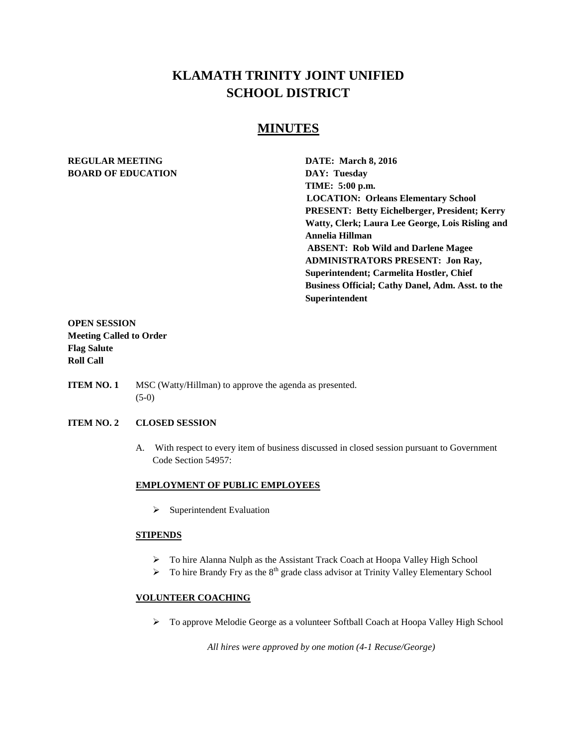# KLAMATH TRINITY JOINT UNIFIED SCHOOL DISTRICT

## MINUTES

**REGULAR MEETING**
**BOARD OF EDUCATION**

**DATE: March 8, 2016**
**DAY: Tuesday**
**TIME: 5:00 p.m.**
**LOCATION: Orleans Elementary School**
**PRESENT: Betty Eichelberger, President; Kerry Watty, Clerk; Laura Lee George, Lois Risling and Annelia Hillman**
**ABSENT: Rob Wild and Darlene Magee**
**ADMINISTRATORS PRESENT: Jon Ray, Superintendent; Carmelita Hostler, Chief Business Official; Cathy Danel, Adm. Asst. to the Superintendent**

**OPEN SESSION**
**Meeting Called to Order**
**Flag Salute**
**Roll Call**

**ITEM NO. 1** MSC (Watty/Hillman) to approve the agenda as presented. (5-0)

**ITEM NO. 2 CLOSED SESSION**

A. With respect to every item of business discussed in closed session pursuant to Government Code Section 54957:

**EMPLOYMENT OF PUBLIC EMPLOYEES**

- Superintendent Evaluation

**STIPENDS**

- To hire Alanna Nulph as the Assistant Track Coach at Hoopa Valley High School
- To hire Brandy Fry as the 8th grade class advisor at Trinity Valley Elementary School

**VOLUNTEER COACHING**

- To approve Melodie George as a volunteer Softball Coach at Hoopa Valley High School

*All hires were approved by one motion (4-1 Recuse/George)*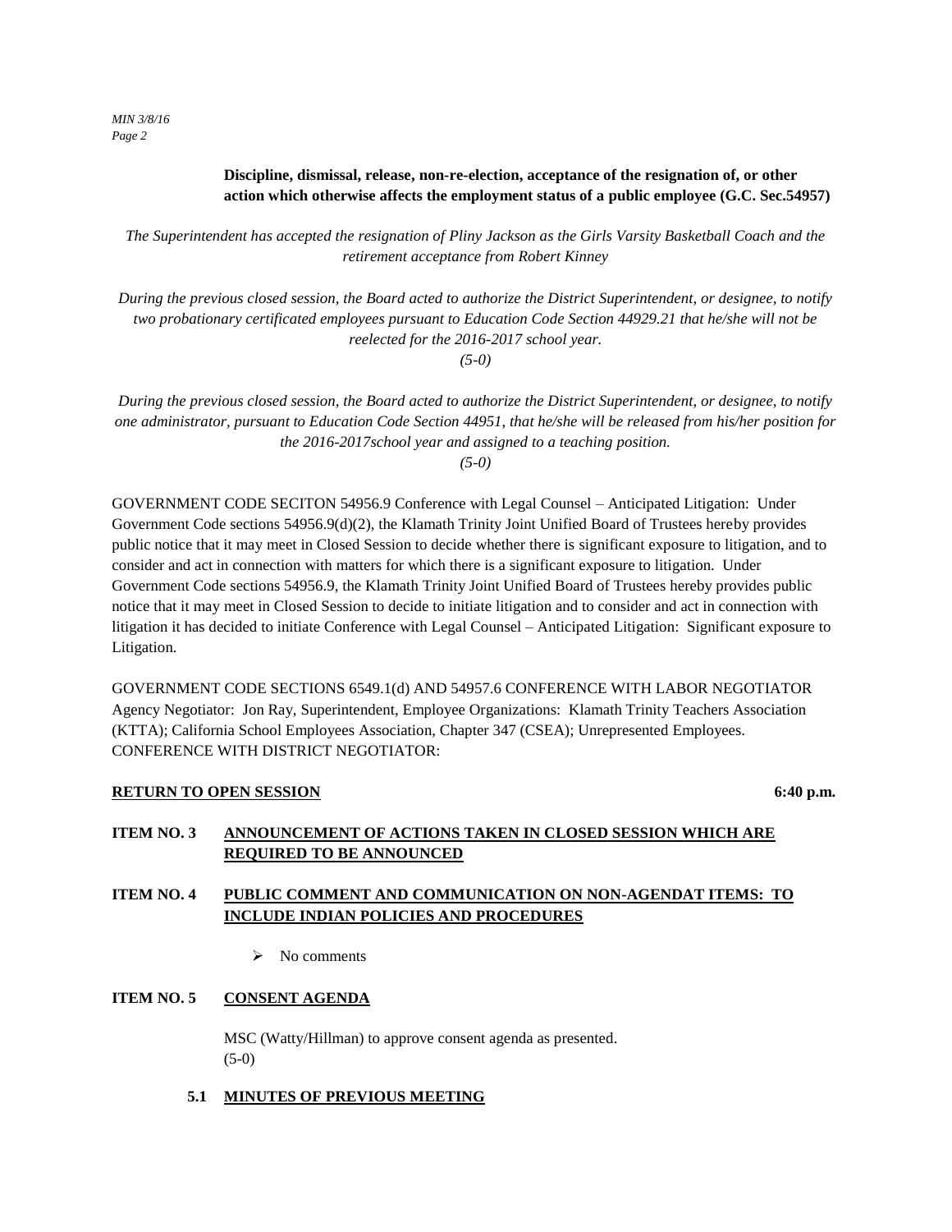**Discipline, dismissal, release, non-re-election, acceptance of the resignation of, or other action which otherwise affects the employment status of a public employee (G.C. Sec.54957)**

*The Superintendent has accepted the resignation of Pliny Jackson as the Girls Varsity Basketball Coach and the retirement acceptance from Robert Kinney*

*During the previous closed session, the Board acted to authorize the District Superintendent, or designee, to notify two probationary certificated employees pursuant to Education Code Section 44929.21 that he/she will not be reelected for the 2016-2017 school year.*
*(5-0)*

*During the previous closed session, the Board acted to authorize the District Superintendent, or designee, to notify one administrator, pursuant to Education Code Section 44951, that he/she will be released from his/her position for the 2016-2017school year and assigned to a teaching position.*
*(5-0)*

GOVERNMENT CODE SECITON 54956.9 Conference with Legal Counsel – Anticipated Litigation: Under Government Code sections 54956.9(d)(2), the Klamath Trinity Joint Unified Board of Trustees hereby provides public notice that it may meet in Closed Session to decide whether there is significant exposure to litigation, and to consider and act in connection with matters for which there is a significant exposure to litigation. Under Government Code sections 54956.9, the Klamath Trinity Joint Unified Board of Trustees hereby provides public notice that it may meet in Closed Session to decide to initiate litigation and to consider and act in connection with litigation it has decided to initiate Conference with Legal Counsel – Anticipated Litigation: Significant exposure to Litigation.

GOVERNMENT CODE SECTIONS 6549.1(d) AND 54957.6 CONFERENCE WITH LABOR NEGOTIATOR Agency Negotiator: Jon Ray, Superintendent, Employee Organizations: Klamath Trinity Teachers Association (KTTA); California School Employees Association, Chapter 347 (CSEA); Unrepresented Employees. CONFERENCE WITH DISTRICT NEGOTIATOR:

**RETURN TO OPEN SESSION** **6:40 p.m.**

**ITEM NO. 3 ANNOUNCEMENT OF ACTIONS TAKEN IN CLOSED SESSION WHICH ARE REQUIRED TO BE ANNOUNCED**

**ITEM NO. 4 PUBLIC COMMENT AND COMMUNICATION ON NON-AGENDAT ITEMS: TO INCLUDE INDIAN POLICIES AND PROCEDURES**

- No comments

**ITEM NO. 5 CONSENT AGENDA**

MSC (Watty/Hillman) to approve consent agenda as presented.
(5-0)

**5.1 MINUTES OF PREVIOUS MEETING**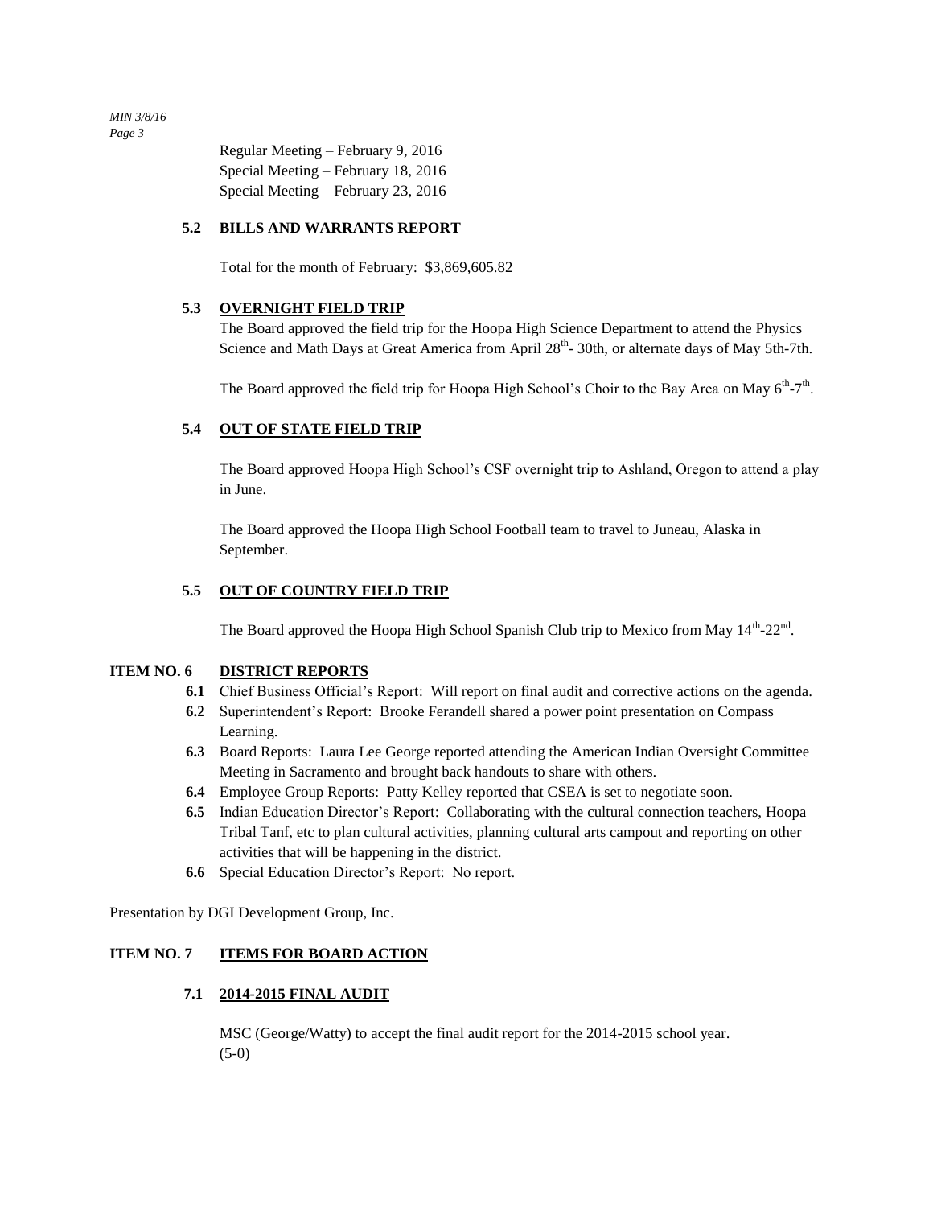Regular Meeting – February 9, 2016
Special Meeting – February 18, 2016
Special Meeting – February 23, 2016

**5.2 BILLS AND WARRANTS REPORT**

Total for the month of February: $3,869,605.82

**5.3 OVERNIGHT FIELD TRIP**

The Board approved the field trip for the Hoopa High Science Department to attend the Physics Science and Math Days at Great America from April 28th- 30th, or alternate days of May 5th-7th.

The Board approved the field trip for Hoopa High School's Choir to the Bay Area on May 6th-7th.

**5.4 OUT OF STATE FIELD TRIP**

The Board approved Hoopa High School's CSF overnight trip to Ashland, Oregon to attend a play in June.

The Board approved the Hoopa High School Football team to travel to Juneau, Alaska in September.

**5.5 OUT OF COUNTRY FIELD TRIP**

The Board approved the Hoopa High School Spanish Club trip to Mexico from May 14th-22nd.

## ITEM NO. 6 DISTRICT REPORTS

**6.1** Chief Business Official's Report: Will report on final audit and corrective actions on the agenda.

**6.2** Superintendent's Report: Brooke Ferandell shared a power point presentation on Compass Learning.

**6.3** Board Reports: Laura Lee George reported attending the American Indian Oversight Committee Meeting in Sacramento and brought back handouts to share with others.

**6.4** Employee Group Reports: Patty Kelley reported that CSEA is set to negotiate soon.

**6.5** Indian Education Director's Report: Collaborating with the cultural connection teachers, Hoopa Tribal Tanf, etc to plan cultural activities, planning cultural arts campout and reporting on other activities that will be happening in the district.

**6.6** Special Education Director's Report: No report.

Presentation by DGI Development Group, Inc.

## ITEM NO. 7 ITEMS FOR BOARD ACTION

**7.1 2014-2015 FINAL AUDIT**

MSC (George/Watty) to accept the final audit report for the 2014-2015 school year.
(5-0)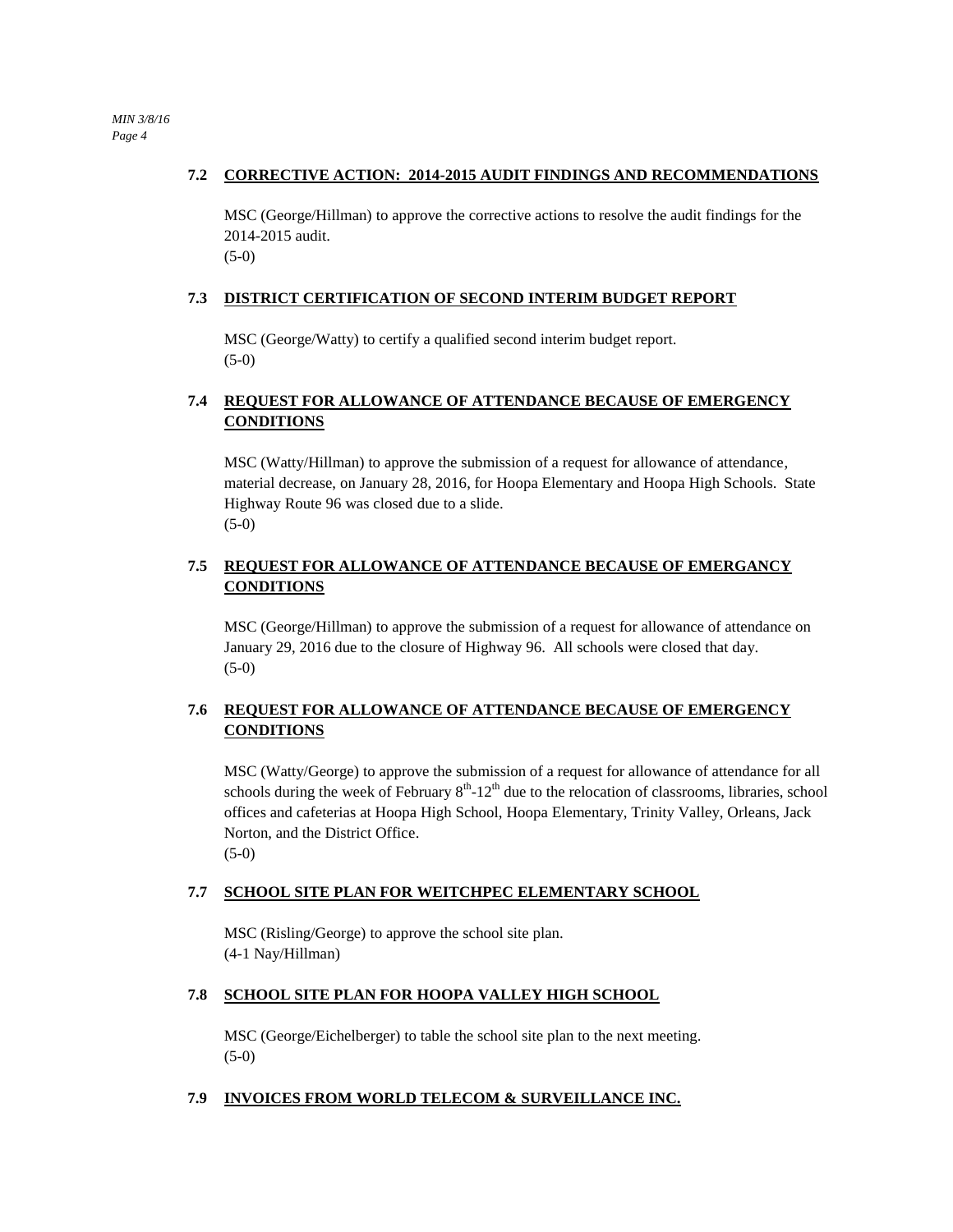### 7.2 CORRECTIVE ACTION: 2014-2015 AUDIT FINDINGS AND RECOMMENDATIONS

MSC (George/Hillman) to approve the corrective actions to resolve the audit findings for the 2014-2015 audit.
(5-0)

### 7.3 DISTRICT CERTIFICATION OF SECOND INTERIM BUDGET REPORT

MSC (George/Watty) to certify a qualified second interim budget report.
(5-0)

### 7.4 REQUEST FOR ALLOWANCE OF ATTENDANCE BECAUSE OF EMERGENCY CONDITIONS

MSC (Watty/Hillman) to approve the submission of a request for allowance of attendance, material decrease, on January 28, 2016, for Hoopa Elementary and Hoopa High Schools. State Highway Route 96 was closed due to a slide.
(5-0)

### 7.5 REQUEST FOR ALLOWANCE OF ATTENDANCE BECAUSE OF EMERGANCY CONDITIONS

MSC (George/Hillman) to approve the submission of a request for allowance of attendance on January 29, 2016 due to the closure of Highway 96. All schools were closed that day.
(5-0)

### 7.6 REQUEST FOR ALLOWANCE OF ATTENDANCE BECAUSE OF EMERGENCY CONDITIONS

MSC (Watty/George) to approve the submission of a request for allowance of attendance for all schools during the week of February 8th-12th due to the relocation of classrooms, libraries, school offices and cafeterias at Hoopa High School, Hoopa Elementary, Trinity Valley, Orleans, Jack Norton, and the District Office.
(5-0)

### 7.7 SCHOOL SITE PLAN FOR WEITCHPEC ELEMENTARY SCHOOL

MSC (Risling/George) to approve the school site plan.
(4-1 Nay/Hillman)

### 7.8 SCHOOL SITE PLAN FOR HOOPA VALLEY HIGH SCHOOL

MSC (George/Eichelberger) to table the school site plan to the next meeting.
(5-0)

### 7.9 INVOICES FROM WORLD TELECOM & SURVEILLANCE INC.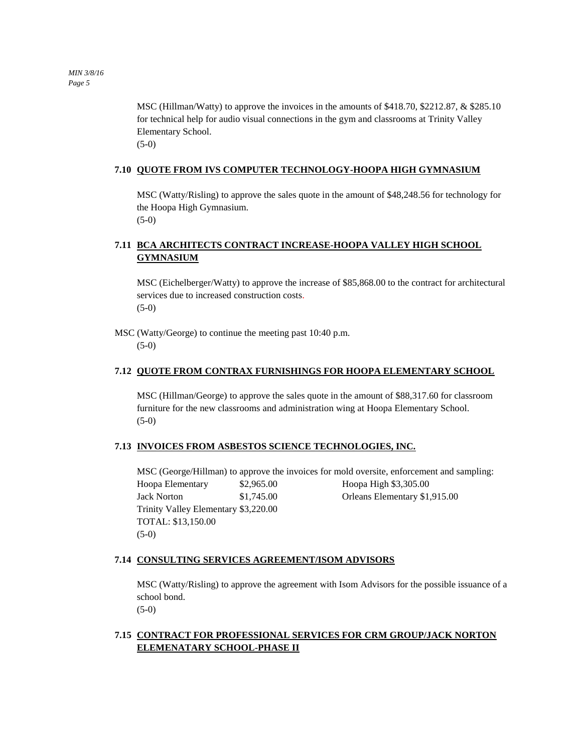MSC (Hillman/Watty) to approve the invoices in the amounts of $418.70, $2212.87, & $285.10 for technical help for audio visual connections in the gym and classrooms at Trinity Valley Elementary School.
(5-0)

### 7.10 QUOTE FROM IVS COMPUTER TECHNOLOGY-HOOPA HIGH GYMNASIUM

MSC (Watty/Risling) to approve the sales quote in the amount of $48,248.56 for technology for the Hoopa High Gymnasium.
(5-0)

### 7.11 BCA ARCHITECTS CONTRACT INCREASE-HOOPA VALLEY HIGH SCHOOL GYMNASIUM

MSC (Eichelberger/Watty) to approve the increase of $85,868.00 to the contract for architectural services due to increased construction costs.
(5-0)

MSC (Watty/George) to continue the meeting past 10:40 p.m.
(5-0)

### 7.12 QUOTE FROM CONTRAX FURNISHINGS FOR HOOPA ELEMENTARY SCHOOL

MSC (Hillman/George) to approve the sales quote in the amount of $88,317.60 for classroom furniture for the new classrooms and administration wing at Hoopa Elementary School.
(5-0)

### 7.13 INVOICES FROM ASBESTOS SCIENCE TECHNOLOGIES, INC.

MSC (George/Hillman) to approve the invoices for mold oversite, enforcement and sampling:

Hoopa Elementary $2,965.00
Hoopa High $3,305.00
Jack Norton $1,745.00
Orleans Elementary $1,915.00
Trinity Valley Elementary $3,220.00
TOTAL: $13,150.00
(5-0)

### 7.14 CONSULTING SERVICES AGREEMENT/ISOM ADVISORS

MSC (Watty/Risling) to approve the agreement with Isom Advisors for the possible issuance of a school bond.
(5-0)

### 7.15 CONTRACT FOR PROFESSIONAL SERVICES FOR CRM GROUP/JACK NORTON ELEMENATARY SCHOOL-PHASE II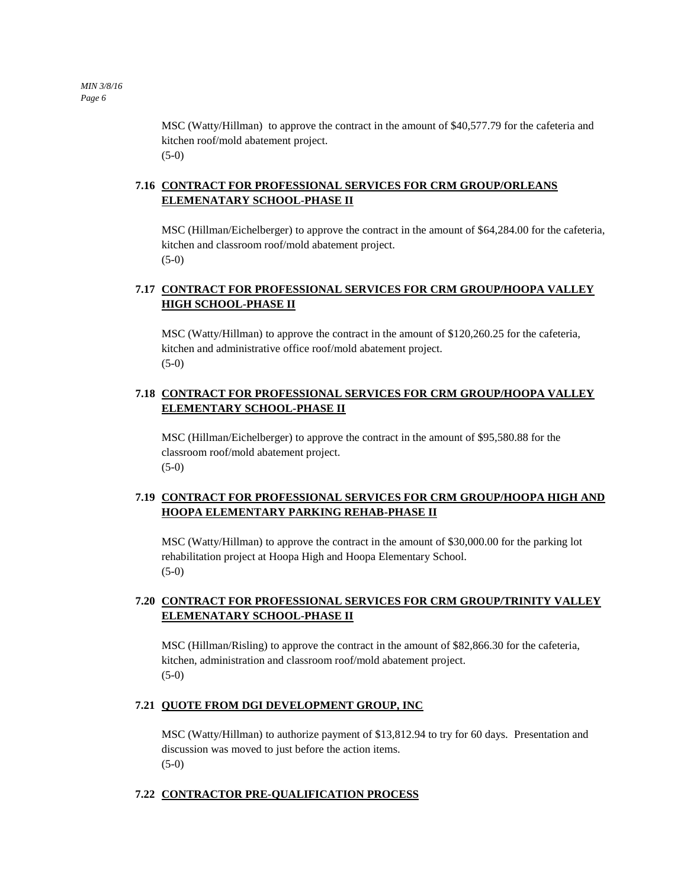MSC (Watty/Hillman) to approve the contract in the amount of $40,577.79 for the cafeteria and kitchen roof/mold abatement project.
(5-0)

### 7.16 CONTRACT FOR PROFESSIONAL SERVICES FOR CRM GROUP/ORLEANS ELEMENATARY SCHOOL-PHASE II

MSC (Hillman/Eichelberger) to approve the contract in the amount of $64,284.00 for the cafeteria, kitchen and classroom roof/mold abatement project.
(5-0)

### 7.17 CONTRACT FOR PROFESSIONAL SERVICES FOR CRM GROUP/HOOPA VALLEY HIGH SCHOOL-PHASE II

MSC (Watty/Hillman) to approve the contract in the amount of $120,260.25 for the cafeteria, kitchen and administrative office roof/mold abatement project.
(5-0)

### 7.18 CONTRACT FOR PROFESSIONAL SERVICES FOR CRM GROUP/HOOPA VALLEY ELEMENTARY SCHOOL-PHASE II

MSC (Hillman/Eichelberger) to approve the contract in the amount of $95,580.88 for the classroom roof/mold abatement project.
(5-0)

### 7.19 CONTRACT FOR PROFESSIONAL SERVICES FOR CRM GROUP/HOOPA HIGH AND HOOPA ELEMENTARY PARKING REHAB-PHASE II

MSC (Watty/Hillman) to approve the contract in the amount of $30,000.00 for the parking lot rehabilitation project at Hoopa High and Hoopa Elementary School.
(5-0)

### 7.20 CONTRACT FOR PROFESSIONAL SERVICES FOR CRM GROUP/TRINITY VALLEY ELEMENATARY SCHOOL-PHASE II

MSC (Hillman/Risling) to approve the contract in the amount of $82,866.30 for the cafeteria, kitchen, administration and classroom roof/mold abatement project.
(5-0)

### 7.21 QUOTE FROM DGI DEVELOPMENT GROUP, INC

MSC (Watty/Hillman) to authorize payment of $13,812.94 to try for 60 days. Presentation and discussion was moved to just before the action items.
(5-0)

### 7.22 CONTRACTOR PRE-QUALIFICATION PROCESS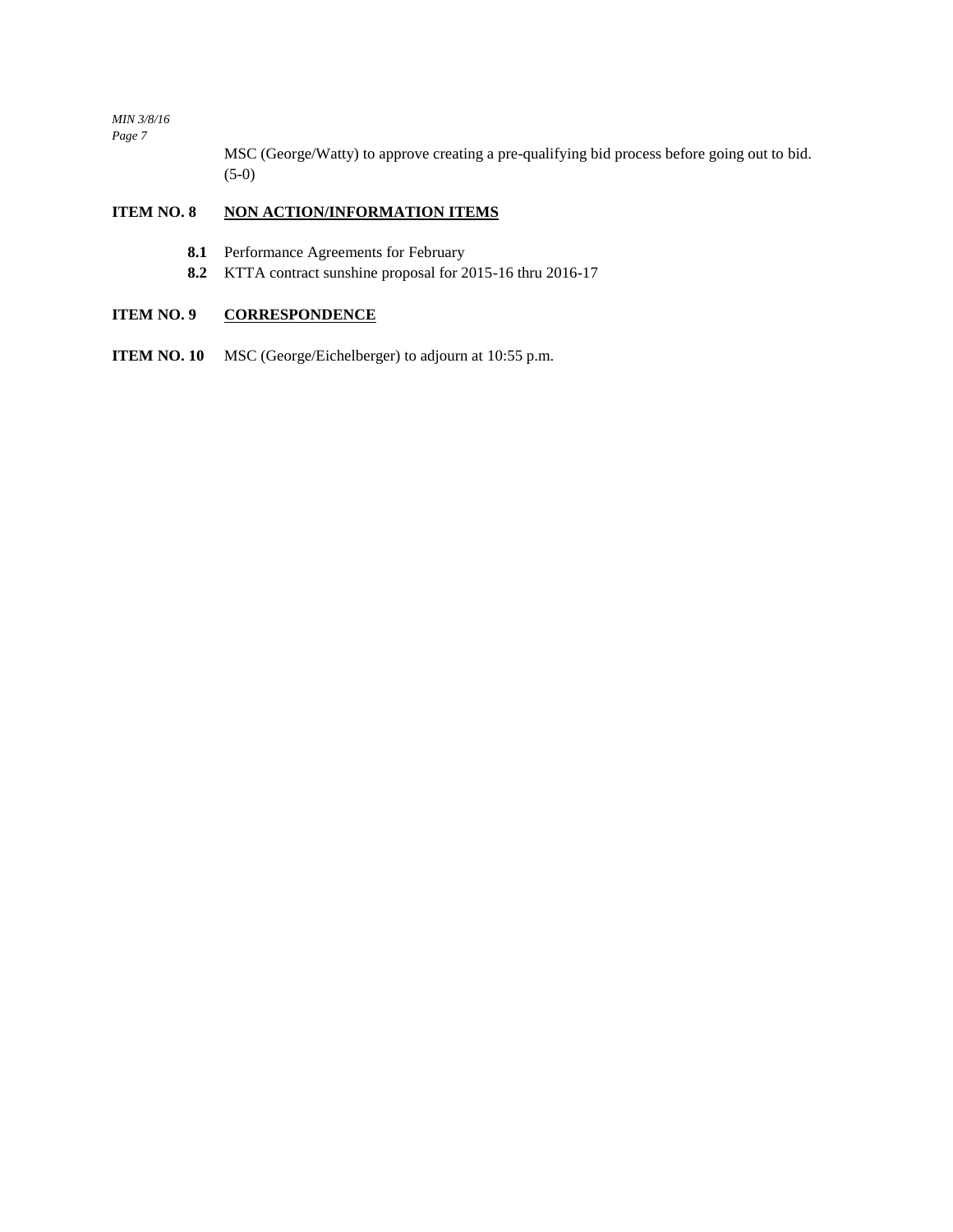MSC (George/Watty) to approve creating a pre-qualifying bid process before going out to bid. (5-0)

**ITEM NO. 8** **NON ACTION/INFORMATION ITEMS**

- **8.1** Performance Agreements for February
- **8.2** KTTA contract sunshine proposal for 2015-16 thru 2016-17

**ITEM NO. 9** **CORRESPONDENCE**

**ITEM NO. 10** MSC (George/Eichelberger) to adjourn at 10:55 p.m.